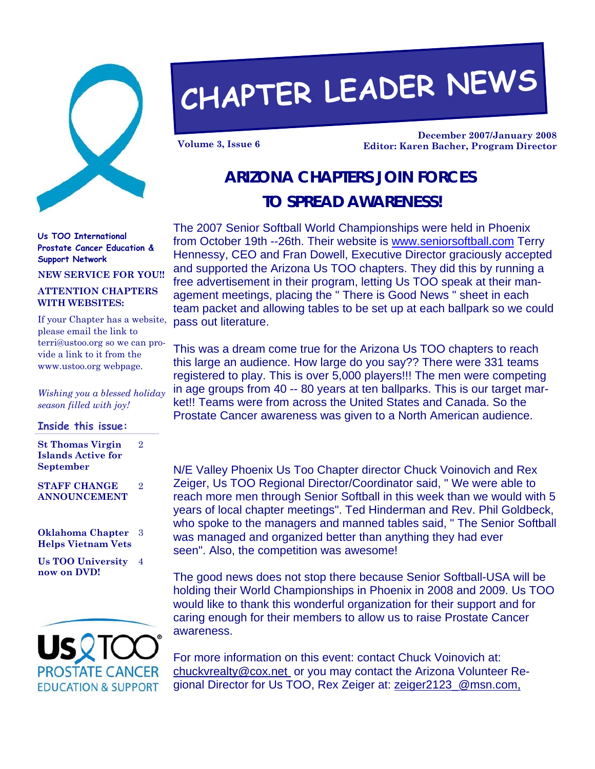# CHAPTER LEADER NEWS

**Volume 3, Issue 6**

**December 2007/January 2008**
**Editor: Karen Bacher, Program Director**

**Us TOO International Prostate Cancer Education & Support Network**

**NEW SERVICE FOR YOU!!**

**ATTENTION CHAPTERS WITH WEBSITES:**

If your Chapter has a website, please email the link to terri@ustoo.org so we can provide a link to it from the www.ustoo.org webpage.

*Wishing you a blessed holiday season filled with joy!*

**Inside this issue:**

| | |
|---|---|
| **St Thomas Virgin Islands Active for September** | 2 |
| **STAFF CHANGE ANNOUNCEMENT** | 2 |
| **Oklahoma Chapter Helps Vietnam Vets** | 3 |
| **Us TOO University now on DVD!** | 4 |

Us TOO PROSTATE CANCER EDUCATION & SUPPORT

## ARIZONA CHAPTERS JOIN FORCES TO SPREAD AWARENESS!

The 2007 Senior Softball World Championships were held in Phoenix from October 19th --26th. Their website is www.seniorsoftball.com Terry Hennessy, CEO and Fran Dowell, Executive Director graciously accepted and supported the Arizona Us TOO chapters. They did this by running a free advertisement in their program, letting Us TOO speak at their management meetings, placing the " There is Good News " sheet in each team packet and allowing tables to be set up at each ballpark so we could pass out literature.

This was a dream come true for the Arizona Us TOO chapters to reach this large an audience. How large do you say?? There were 331 teams registered to play. This is over 5,000 players!!! The men were competing in age groups from 40 -- 80 years at ten ballparks. This is our target market!! Teams were from across the United States and Canada. So the Prostate Cancer awareness was given to a North American audience.

N/E Valley Phoenix Us Too Chapter director Chuck Voinovich and Rex Zeiger, Us TOO Regional Director/Coordinator said, " We were able to reach more men through Senior Softball in this week than we would with 5 years of local chapter meetings". Ted Hinderman and Rev. Phil Goldbeck, who spoke to the managers and manned tables said, " The Senior Softball was managed and organized better than anything they had ever seen". Also, the competition was awesome!

The good news does not stop there because Senior Softball-USA will be holding their World Championships in Phoenix in 2008 and 2009. Us TOO would like to thank this wonderful organization for their support and for caring enough for their members to allow us to raise Prostate Cancer awareness.

For more information on this event: contact Chuck Voinovich at: chuckvrealty@cox.net or you may contact the Arizona Volunteer Regional Director for Us TOO, Rex Zeiger at: zeiger2123_@msn.com,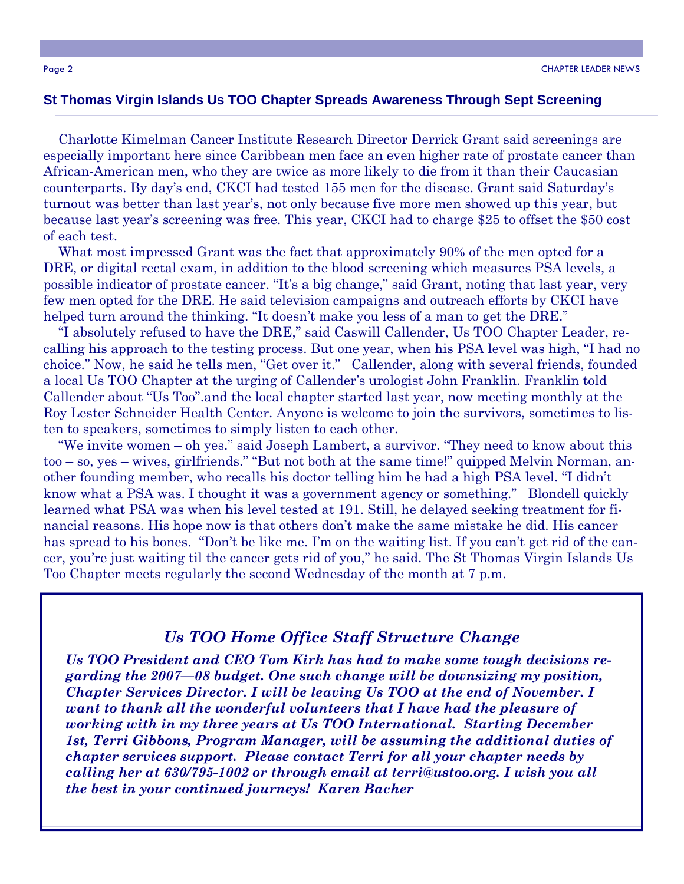## St Thomas Virgin Islands Us TOO Chapter Spreads Awareness Through Sept Screening

Charlotte Kimelman Cancer Institute Research Director Derrick Grant said screenings are especially important here since Caribbean men face an even higher rate of prostate cancer than African-American men, who they are twice as more likely to die from it than their Caucasian counterparts. By day's end, CKCI had tested 155 men for the disease. Grant said Saturday's turnout was better than last year's, not only because five more men showed up this year, but because last year's screening was free. This year, CKCI had to charge $25 to offset the $50 cost of each test.

What most impressed Grant was the fact that approximately 90% of the men opted for a DRE, or digital rectal exam, in addition to the blood screening which measures PSA levels, a possible indicator of prostate cancer. "It's a big change," said Grant, noting that last year, very few men opted for the DRE. He said television campaigns and outreach efforts by CKCI have helped turn around the thinking. "It doesn't make you less of a man to get the DRE."

"I absolutely refused to have the DRE," said Caswill Callender, Us TOO Chapter Leader, recalling his approach to the testing process. But one year, when his PSA level was high, "I had no choice." Now, he said he tells men, "Get over it." Callender, along with several friends, founded a local Us TOO Chapter at the urging of Callender's urologist John Franklin. Franklin told Callender about "Us Too".and the local chapter started last year, now meeting monthly at the Roy Lester Schneider Health Center. Anyone is welcome to join the survivors, sometimes to listen to speakers, sometimes to simply listen to each other.

"We invite women – oh yes." said Joseph Lambert, a survivor. "They need to know about this too – so, yes – wives, girlfriends." "But not both at the same time!" quipped Melvin Norman, another founding member, who recalls his doctor telling him he had a high PSA level. "I didn't know what a PSA was. I thought it was a government agency or something." Blondell quickly learned what PSA was when his level tested at 191. Still, he delayed seeking treatment for financial reasons. His hope now is that others don't make the same mistake he did. His cancer has spread to his bones. "Don't be like me. I'm on the waiting list. If you can't get rid of the cancer, you're just waiting til the cancer gets rid of you," he said. The St Thomas Virgin Islands Us Too Chapter meets regularly the second Wednesday of the month at 7 p.m.

### *Us TOO Home Office Staff Structure Change*

***Us TOO President and CEO Tom Kirk has had to make some tough decisions regarding the 2007—08 budget. One such change will be downsizing my position, Chapter Services Director. I will be leaving Us TOO at the end of November. I want to thank all the wonderful volunteers that I have had the pleasure of working with in my three years at Us TOO International. Starting December 1st, Terri Gibbons, Program Manager, will be assuming the additional duties of chapter services support. Please contact Terri for all your chapter needs by calling her at 630/795-1002 or through email at terri@ustoo.org. I wish you all the best in your continued journeys! Karen Bacher***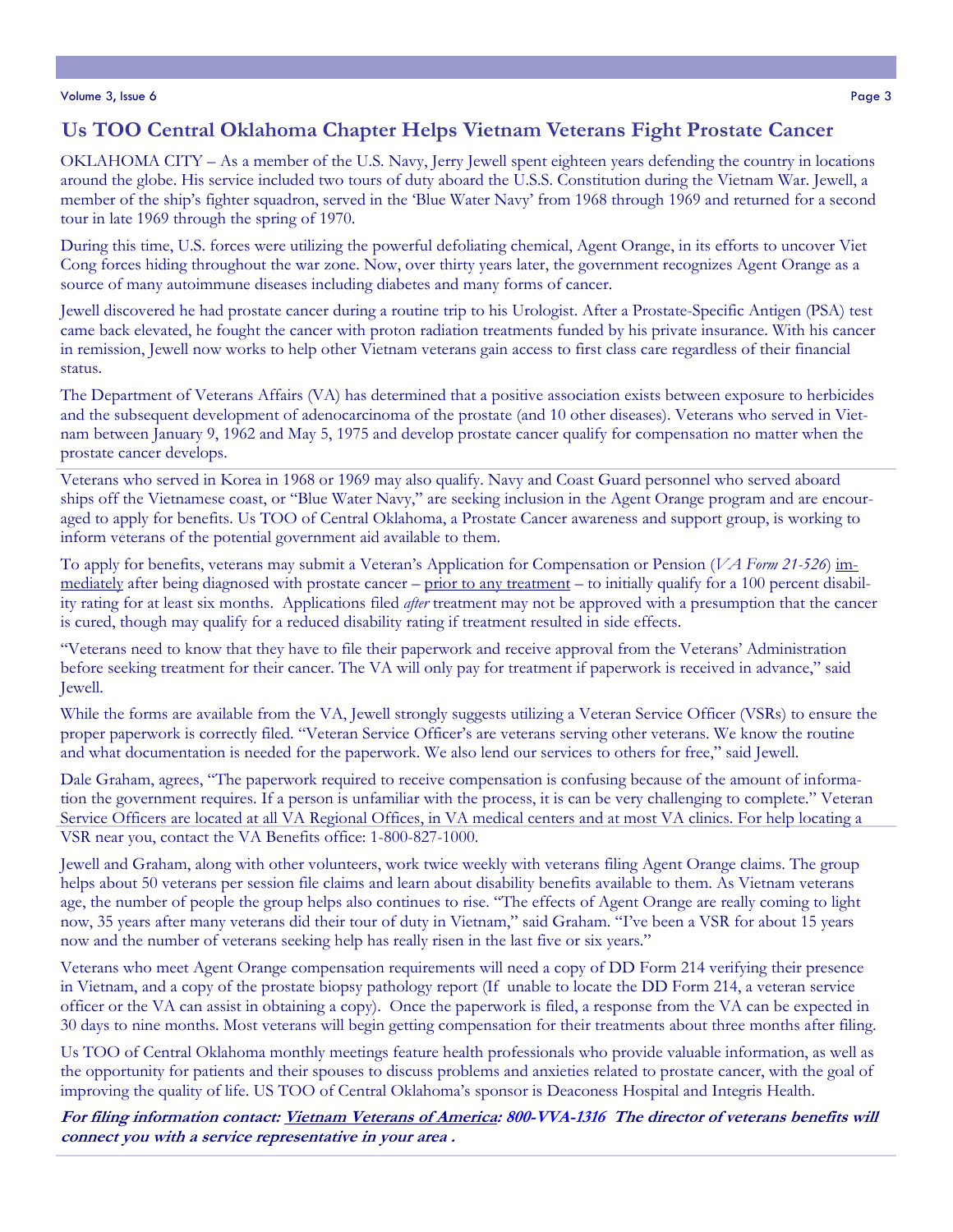## Us TOO Central Oklahoma Chapter Helps Vietnam Veterans Fight Prostate Cancer

OKLAHOMA CITY – As a member of the U.S. Navy, Jerry Jewell spent eighteen years defending the country in locations around the globe. His service included two tours of duty aboard the U.S.S. Constitution during the Vietnam War. Jewell, a member of the ship's fighter squadron, served in the 'Blue Water Navy' from 1968 through 1969 and returned for a second tour in late 1969 through the spring of 1970.

During this time, U.S. forces were utilizing the powerful defoliating chemical, Agent Orange, in its efforts to uncover Viet Cong forces hiding throughout the war zone. Now, over thirty years later, the government recognizes Agent Orange as a source of many autoimmune diseases including diabetes and many forms of cancer.

Jewell discovered he had prostate cancer during a routine trip to his Urologist. After a Prostate-Specific Antigen (PSA) test came back elevated, he fought the cancer with proton radiation treatments funded by his private insurance. With his cancer in remission, Jewell now works to help other Vietnam veterans gain access to first class care regardless of their financial status.

The Department of Veterans Affairs (VA) has determined that a positive association exists between exposure to herbicides and the subsequent development of adenocarcinoma of the prostate (and 10 other diseases). Veterans who served in Vietnam between January 9, 1962 and May 5, 1975 and develop prostate cancer qualify for compensation no matter when the prostate cancer develops.

Veterans who served in Korea in 1968 or 1969 may also qualify. Navy and Coast Guard personnel who served aboard ships off the Vietnamese coast, or "Blue Water Navy," are seeking inclusion in the Agent Orange program and are encouraged to apply for benefits. Us TOO of Central Oklahoma, a Prostate Cancer awareness and support group, is working to inform veterans of the potential government aid available to them.

To apply for benefits, veterans may submit a Veteran's Application for Compensation or Pension (*VA Form 21-526*) <u>immediately</u> after being diagnosed with prostate cancer – <u>prior to any treatment</u> – to initially qualify for a 100 percent disability rating for at least six months. Applications filed *after* treatment may not be approved with a presumption that the cancer is cured, though may qualify for a reduced disability rating if treatment resulted in side effects.

"Veterans need to know that they have to file their paperwork and receive approval from the Veterans' Administration before seeking treatment for their cancer. The VA will only pay for treatment if paperwork is received in advance," said Jewell.

While the forms are available from the VA, Jewell strongly suggests utilizing a Veteran Service Officer (VSRs) to ensure the proper paperwork is correctly filed. "Veteran Service Officer's are veterans serving other veterans. We know the routine and what documentation is needed for the paperwork. We also lend our services to others for free," said Jewell.

Dale Graham, agrees, "The paperwork required to receive compensation is confusing because of the amount of information the government requires. If a person is unfamiliar with the process, it is can be very challenging to complete." Veteran Service Officers are located at all VA Regional Offices, in VA medical centers and at most VA clinics. For help locating a VSR near you, contact the VA Benefits office: 1-800-827-1000.

Jewell and Graham, along with other volunteers, work twice weekly with veterans filing Agent Orange claims. The group helps about 50 veterans per session file claims and learn about disability benefits available to them. As Vietnam veterans age, the number of people the group helps also continues to rise. "The effects of Agent Orange are really coming to light now, 35 years after many veterans did their tour of duty in Vietnam," said Graham. "I've been a VSR for about 15 years now and the number of veterans seeking help has really risen in the last five or six years."

Veterans who meet Agent Orange compensation requirements will need a copy of DD Form 214 verifying their presence in Vietnam, and a copy of the prostate biopsy pathology report (If unable to locate the DD Form 214, a veteran service officer or the VA can assist in obtaining a copy). Once the paperwork is filed, a response from the VA can be expected in 30 days to nine months. Most veterans will begin getting compensation for their treatments about three months after filing.

Us TOO of Central Oklahoma monthly meetings feature health professionals who provide valuable information, as well as the opportunity for patients and their spouses to discuss problems and anxieties related to prostate cancer, with the goal of improving the quality of life. US TOO of Central Oklahoma's sponsor is Deaconess Hospital and Integris Health.

***For filing information contact: <u>Vietnam Veterans of America</u>: 800-VVA-1316 The director of veterans benefits will connect you with a service representative in your area .***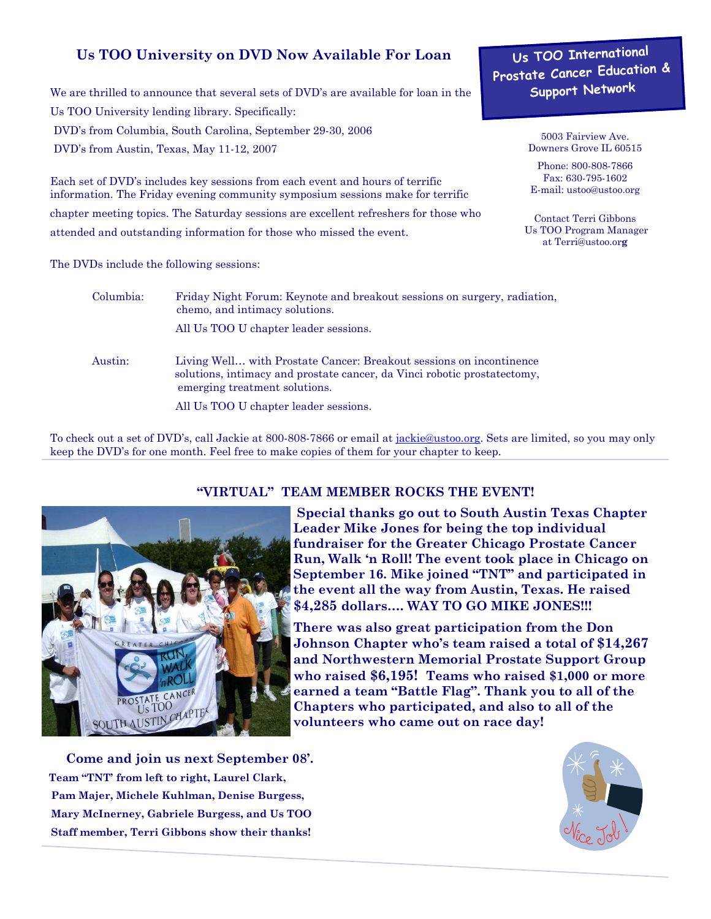## Us TOO University on DVD Now Available For Loan

**Us TOO International Prostate Cancer Education & Support Network**

5003 Fairview Ave.
Downers Grove IL 60515

Phone: 800-808-7866
Fax: 630-795-1602
E-mail: ustoo@ustoo.org

Contact Terri Gibbons
Us TOO Program Manager
at Terri@ustoo.org

We are thrilled to announce that several sets of DVD's are available for loan in the Us TOO University lending library. Specifically:

DVD's from Columbia, South Carolina, September 29-30, 2006
DVD's from Austin, Texas, May 11-12, 2007

Each set of DVD's includes key sessions from each event and hours of terrific information. The Friday evening community symposium sessions make for terrific chapter meeting topics. The Saturday sessions are excellent refreshers for those who attended and outstanding information for those who missed the event.

The DVDs include the following sessions:

Columbia: Friday Night Forum: Keynote and breakout sessions on surgery, radiation, chemo, and intimacy solutions.

All Us TOO U chapter leader sessions.

Austin: Living Well… with Prostate Cancer: Breakout sessions on incontinence solutions, intimacy and prostate cancer, da Vinci robotic prostatectomy, emerging treatment solutions.

All Us TOO U chapter leader sessions.

To check out a set of DVD's, call Jackie at 800-808-7866 or email at jackie@ustoo.org. Sets are limited, so you may only keep the DVD's for one month. Feel free to make copies of them for your chapter to keep.

## "VIRTUAL" TEAM MEMBER ROCKS THE EVENT!

**Special thanks go out to South Austin Texas Chapter Leader Mike Jones for being the top individual fundraiser for the Greater Chicago Prostate Cancer Run, Walk 'n Roll! The event took place in Chicago on September 16. Mike joined "TNT" and participated in the event all the way from Austin, Texas. He raised $4,285 dollars.... WAY TO GO MIKE JONES!!!**

**There was also great participation from the Don Johnson Chapter who's team raised a total of $14,267 and Northwestern Memorial Prostate Support Group who raised $6,195! Teams who raised $1,000 or more earned a team "Battle Flag". Thank you to all of the Chapters who participated, and also to all of the volunteers who came out on race day!**

**Come and join us next September 08'.**

**Team "TNT' from left to right, Laurel Clark, Pam Majer, Michele Kuhlman, Denise Burgess, Mary McInerney, Gabriele Burgess, and Us TOO Staff member, Terri Gibbons show their thanks!**